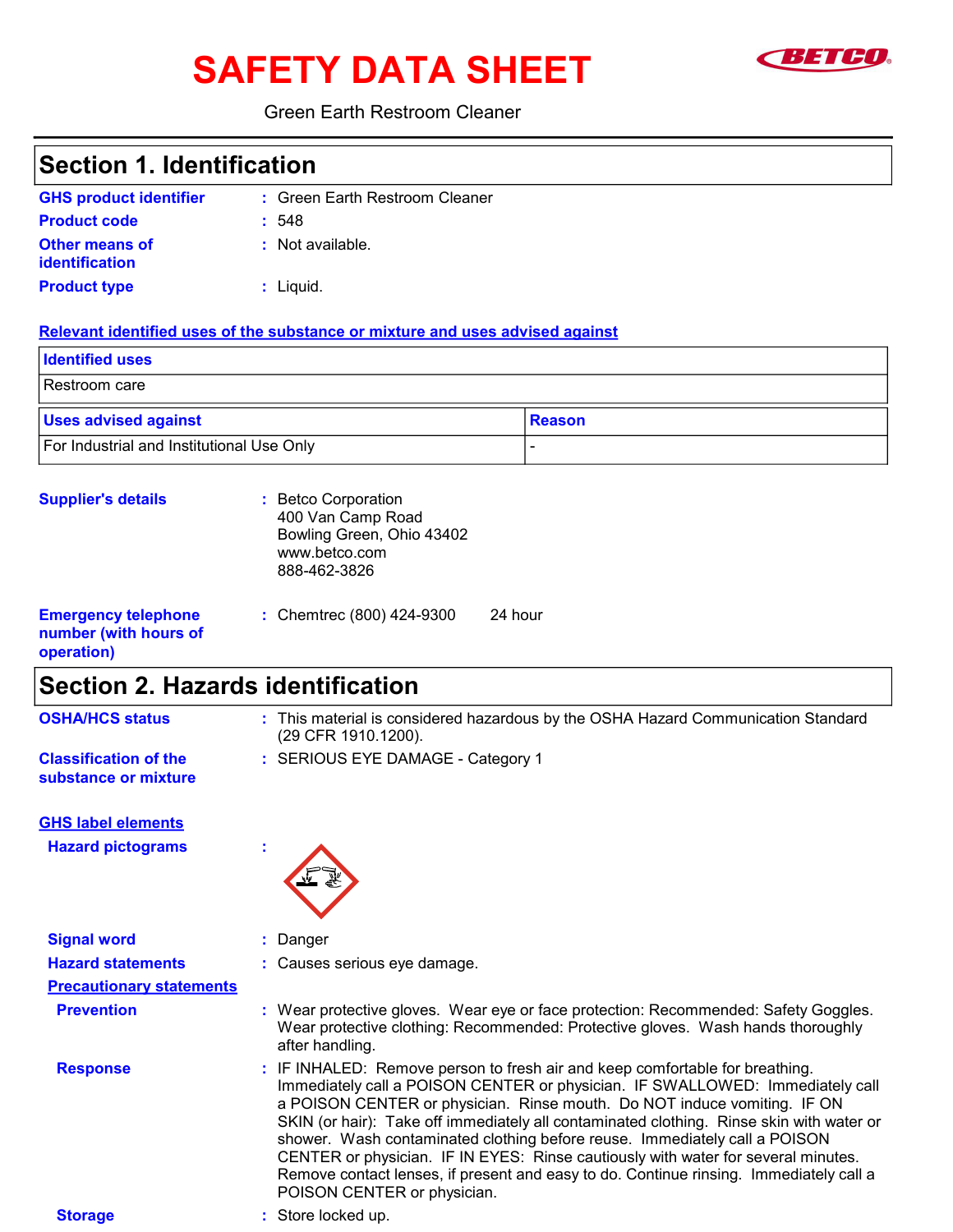# SAFETY DATA SHEET

Green Earth Restroom Cleaner

## Section 1. Identification

**GHS product identifier** : Green Earth Restroom Cleaner

**Product code** : 548

**Other means of identification** : Not available.

**Product type** : Liquid.

**Relevant identified uses of the substance or mixture and uses advised against**

| Identified uses |
| --- |
| Restroom care |

| Uses advised against | Reason |
| --- | --- |
| For Industrial and Institutional Use Only | - |

**Supplier's details** : Betco Corporation
400 Van Camp Road
Bowling Green, Ohio 43402
www.betco.com
888-462-3826

**Emergency telephone number (with hours of operation)** : Chemtrec (800) 424-9300 24 hour

## Section 2. Hazards identification

**OSHA/HCS status** : This material is considered hazardous by the OSHA Hazard Communication Standard (29 CFR 1910.1200).

**Classification of the substance or mixture** : SERIOUS EYE DAMAGE - Category 1

**GHS label elements**

**Hazard pictograms** :

**Signal word** : Danger

**Hazard statements** : Causes serious eye damage.

**Precautionary statements**

**Prevention** : Wear protective gloves. Wear eye or face protection: Recommended: Safety Goggles. Wear protective clothing: Recommended: Protective gloves. Wash hands thoroughly after handling.

**Response** : IF INHALED: Remove person to fresh air and keep comfortable for breathing. Immediately call a POISON CENTER or physician. IF SWALLOWED: Immediately call a POISON CENTER or physician. Rinse mouth. Do NOT induce vomiting. IF ON SKIN (or hair): Take off immediately all contaminated clothing. Rinse skin with water or shower. Wash contaminated clothing before reuse. Immediately call a POISON CENTER or physician. IF IN EYES: Rinse cautiously with water for several minutes. Remove contact lenses, if present and easy to do. Continue rinsing. Immediately call a POISON CENTER or physician.

**Storage** : Store locked up.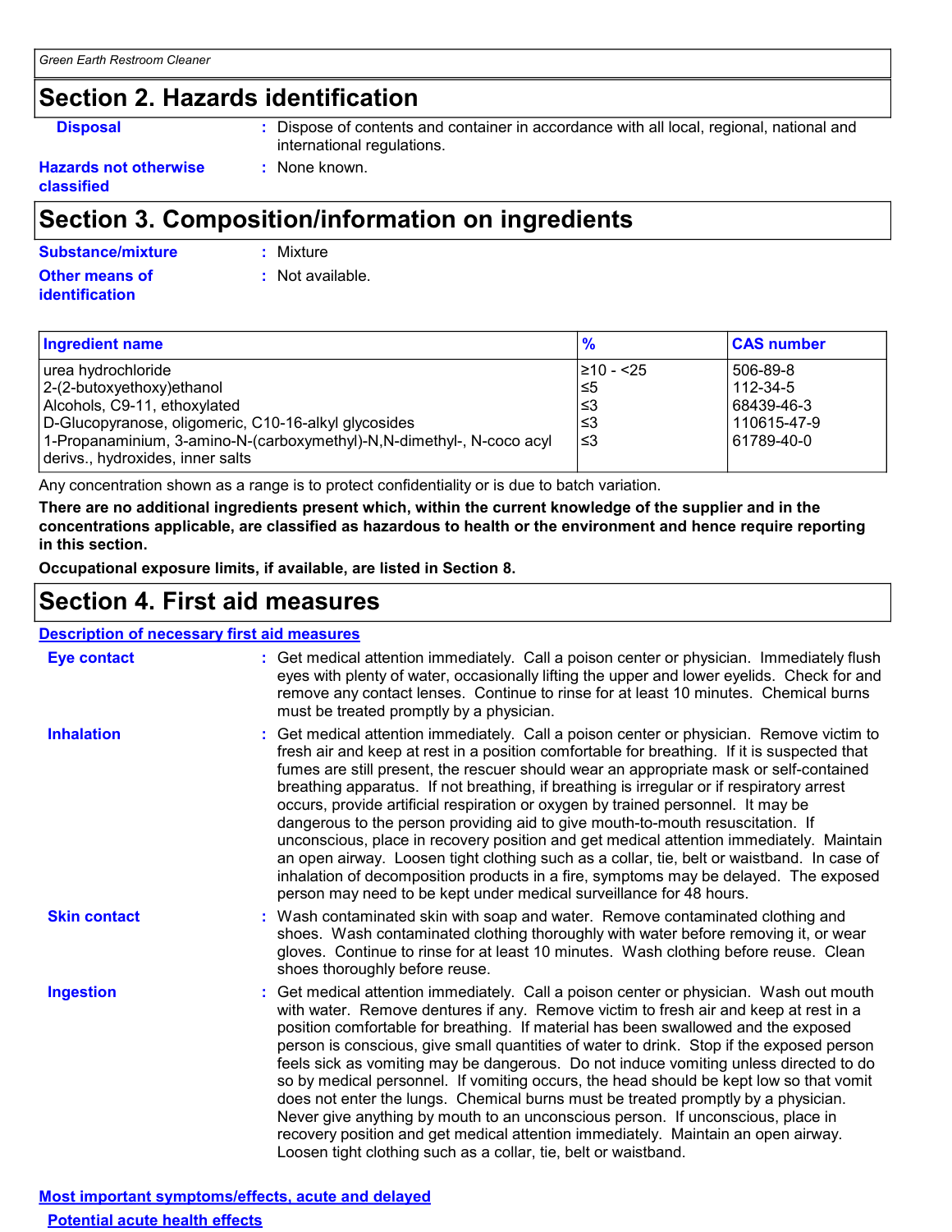## Section 2. Hazards identification

**Disposal** : Dispose of contents and container in accordance with all local, regional, national and international regulations.

**Hazards not otherwise classified** : None known.

## Section 3. Composition/information on ingredients

**Substance/mixture** : Mixture

**Other means of identification** : Not available.

| Ingredient name | % | CAS number |
|---|---|---|
| urea hydrochloride | ≥10 - <25 | 506-89-8 |
| 2-(2-butoxyethoxy)ethanol | ≤5 | 112-34-5 |
| Alcohols, C9-11, ethoxylated | ≤3 | 68439-46-3 |
| D-Glucopyranose, oligomeric, C10-16-alkyl glycosides | ≤3 | 110615-47-9 |
| 1-Propanaminium, 3-amino-N-(carboxymethyl)-N,N-dimethyl-, N-coco acyl derivs., hydroxides, inner salts | ≤3 | 61789-40-0 |

Any concentration shown as a range is to protect confidentiality or is due to batch variation.

**There are no additional ingredients present which, within the current knowledge of the supplier and in the concentrations applicable, are classified as hazardous to health or the environment and hence require reporting in this section.**

**Occupational exposure limits, if available, are listed in Section 8.**

## Section 4. First aid measures

### Description of necessary first aid measures

**Eye contact** : Get medical attention immediately. Call a poison center or physician. Immediately flush eyes with plenty of water, occasionally lifting the upper and lower eyelids. Check for and remove any contact lenses. Continue to rinse for at least 10 minutes. Chemical burns must be treated promptly by a physician.

**Inhalation** : Get medical attention immediately. Call a poison center or physician. Remove victim to fresh air and keep at rest in a position comfortable for breathing. If it is suspected that fumes are still present, the rescuer should wear an appropriate mask or self-contained breathing apparatus. If not breathing, if breathing is irregular or if respiratory arrest occurs, provide artificial respiration or oxygen by trained personnel. It may be dangerous to the person providing aid to give mouth-to-mouth resuscitation. If unconscious, place in recovery position and get medical attention immediately. Maintain an open airway. Loosen tight clothing such as a collar, tie, belt or waistband. In case of inhalation of decomposition products in a fire, symptoms may be delayed. The exposed person may need to be kept under medical surveillance for 48 hours.

**Skin contact** : Wash contaminated skin with soap and water. Remove contaminated clothing and shoes. Wash contaminated clothing thoroughly with water before removing it, or wear gloves. Continue to rinse for at least 10 minutes. Wash clothing before reuse. Clean shoes thoroughly before reuse.

**Ingestion** : Get medical attention immediately. Call a poison center or physician. Wash out mouth with water. Remove dentures if any. Remove victim to fresh air and keep at rest in a position comfortable for breathing. If material has been swallowed and the exposed person is conscious, give small quantities of water to drink. Stop if the exposed person feels sick as vomiting may be dangerous. Do not induce vomiting unless directed to do so by medical personnel. If vomiting occurs, the head should be kept low so that vomit does not enter the lungs. Chemical burns must be treated promptly by a physician. Never give anything by mouth to an unconscious person. If unconscious, place in recovery position and get medical attention immediately. Maintain an open airway. Loosen tight clothing such as a collar, tie, belt or waistband.

### Most important symptoms/effects, acute and delayed

#### Potential acute health effects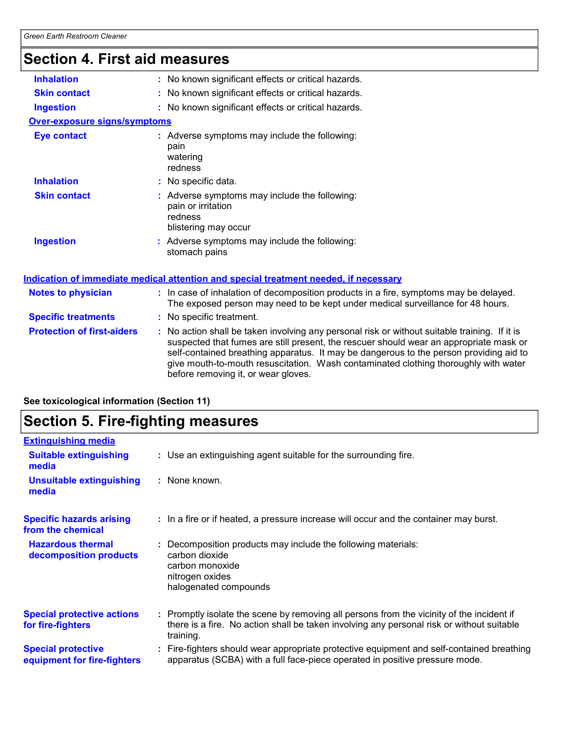## Section 4. First aid measures

**Inhalation** : No known significant effects or critical hazards.

**Skin contact** : No known significant effects or critical hazards.

**Ingestion** : No known significant effects or critical hazards.

**Over-exposure signs/symptoms**

**Eye contact** : Adverse symptoms may include the following:
pain
watering
redness

**Inhalation** : No specific data.

**Skin contact** : Adverse symptoms may include the following:
pain or irritation
redness
blistering may occur

**Ingestion** : Adverse symptoms may include the following:
stomach pains

**Indication of immediate medical attention and special treatment needed, if necessary**

**Notes to physician** : In case of inhalation of decomposition products in a fire, symptoms may be delayed. The exposed person may need to be kept under medical surveillance for 48 hours.

**Specific treatments** : No specific treatment.

**Protection of first-aiders** : No action shall be taken involving any personal risk or without suitable training. If it is suspected that fumes are still present, the rescuer should wear an appropriate mask or self-contained breathing apparatus. It may be dangerous to the person providing aid to give mouth-to-mouth resuscitation. Wash contaminated clothing thoroughly with water before removing it, or wear gloves.

**See toxicological information (Section 11)**

## Section 5. Fire-fighting measures

**Extinguishing media**

**Suitable extinguishing media** : Use an extinguishing agent suitable for the surrounding fire.

**Unsuitable extinguishing media** : None known.

**Specific hazards arising from the chemical** : In a fire or if heated, a pressure increase will occur and the container may burst.

**Hazardous thermal decomposition products** : Decomposition products may include the following materials:
carbon dioxide
carbon monoxide
nitrogen oxides
halogenated compounds

**Special protective actions for fire-fighters** : Promptly isolate the scene by removing all persons from the vicinity of the incident if there is a fire. No action shall be taken involving any personal risk or without suitable training.

**Special protective equipment for fire-fighters** : Fire-fighters should wear appropriate protective equipment and self-contained breathing apparatus (SCBA) with a full face-piece operated in positive pressure mode.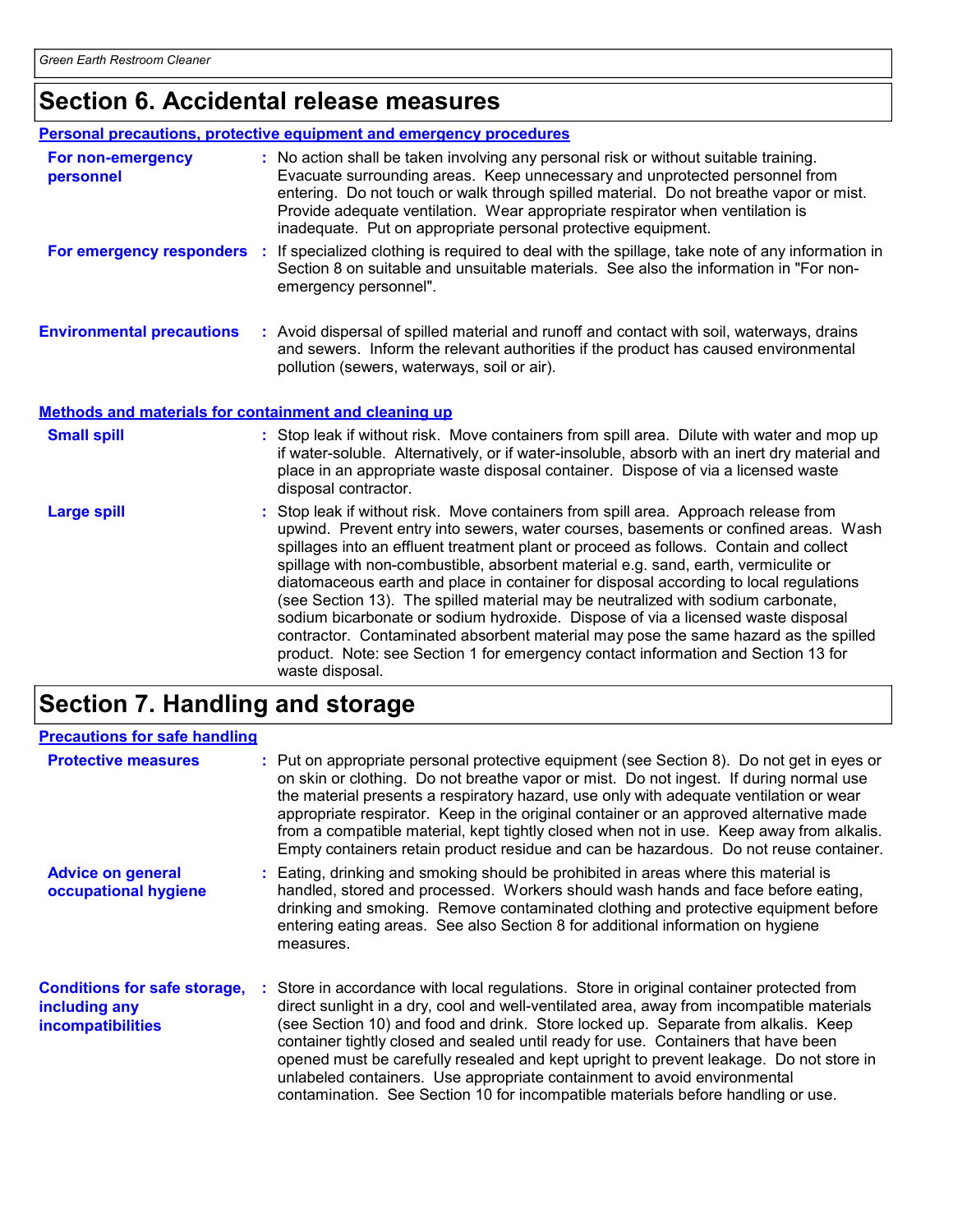## Section 6. Accidental release measures

### Personal precautions, protective equipment and emergency procedures

**For non-emergency personnel** : No action shall be taken involving any personal risk or without suitable training. Evacuate surrounding areas. Keep unnecessary and unprotected personnel from entering. Do not touch or walk through spilled material. Do not breathe vapor or mist. Provide adequate ventilation. Wear appropriate respirator when ventilation is inadequate. Put on appropriate personal protective equipment.

**For emergency responders** : If specialized clothing is required to deal with the spillage, take note of any information in Section 8 on suitable and unsuitable materials. See also the information in "For non-emergency personnel".

**Environmental precautions** : Avoid dispersal of spilled material and runoff and contact with soil, waterways, drains and sewers. Inform the relevant authorities if the product has caused environmental pollution (sewers, waterways, soil or air).

### Methods and materials for containment and cleaning up

**Small spill** : Stop leak if without risk. Move containers from spill area. Dilute with water and mop up if water-soluble. Alternatively, or if water-insoluble, absorb with an inert dry material and place in an appropriate waste disposal container. Dispose of via a licensed waste disposal contractor.

**Large spill** : Stop leak if without risk. Move containers from spill area. Approach release from upwind. Prevent entry into sewers, water courses, basements or confined areas. Wash spillages into an effluent treatment plant or proceed as follows. Contain and collect spillage with non-combustible, absorbent material e.g. sand, earth, vermiculite or diatomaceous earth and place in container for disposal according to local regulations (see Section 13). The spilled material may be neutralized with sodium carbonate, sodium bicarbonate or sodium hydroxide. Dispose of via a licensed waste disposal contractor. Contaminated absorbent material may pose the same hazard as the spilled product. Note: see Section 1 for emergency contact information and Section 13 for waste disposal.

## Section 7. Handling and storage

### Precautions for safe handling

**Protective measures** : Put on appropriate personal protective equipment (see Section 8). Do not get in eyes or on skin or clothing. Do not breathe vapor or mist. Do not ingest. If during normal use the material presents a respiratory hazard, use only with adequate ventilation or wear appropriate respirator. Keep in the original container or an approved alternative made from a compatible material, kept tightly closed when not in use. Keep away from alkalis. Empty containers retain product residue and can be hazardous. Do not reuse container.

**Advice on general occupational hygiene** : Eating, drinking and smoking should be prohibited in areas where this material is handled, stored and processed. Workers should wash hands and face before eating, drinking and smoking. Remove contaminated clothing and protective equipment before entering eating areas. See also Section 8 for additional information on hygiene measures.

**Conditions for safe storage, including any incompatibilities** : Store in accordance with local regulations. Store in original container protected from direct sunlight in a dry, cool and well-ventilated area, away from incompatible materials (see Section 10) and food and drink. Store locked up. Separate from alkalis. Keep container tightly closed and sealed until ready for use. Containers that have been opened must be carefully resealed and kept upright to prevent leakage. Do not store in unlabeled containers. Use appropriate containment to avoid environmental contamination. See Section 10 for incompatible materials before handling or use.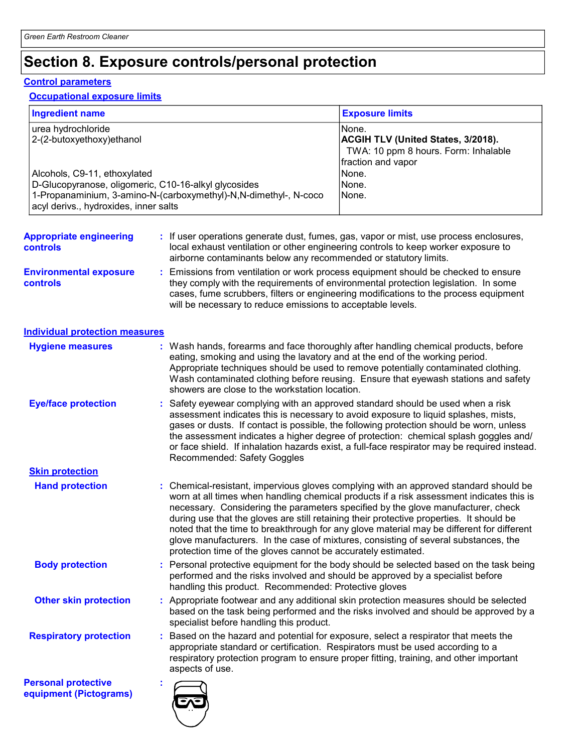# Section 8. Exposure controls/personal protection

## Control parameters

### Occupational exposure limits

| Ingredient name | Exposure limits |
|---|---|
| urea hydrochloride | None. |
| 2-(2-butoxyethoxy)ethanol | **ACGIH TLV (United States, 3/2018).** TWA: 10 ppm 8 hours. Form: Inhalable fraction and vapor |
| Alcohols, C9-11, ethoxylated | None. |
| D-Glucopyranose, oligomeric, C10-16-alkyl glycosides | None. |
| 1-Propanaminium, 3-amino-N-(carboxymethyl)-N,N-dimethyl-, N-coco acyl derivs., hydroxides, inner salts | None. |

**Appropriate engineering controls** : If user operations generate dust, fumes, gas, vapor or mist, use process enclosures, local exhaust ventilation or other engineering controls to keep worker exposure to airborne contaminants below any recommended or statutory limits.

**Environmental exposure controls** : Emissions from ventilation or work process equipment should be checked to ensure they comply with the requirements of environmental protection legislation. In some cases, fume scrubbers, filters or engineering modifications to the process equipment will be necessary to reduce emissions to acceptable levels.

## Individual protection measures

**Hygiene measures** : Wash hands, forearms and face thoroughly after handling chemical products, before eating, smoking and using the lavatory and at the end of the working period. Appropriate techniques should be used to remove potentially contaminated clothing. Wash contaminated clothing before reusing. Ensure that eyewash stations and safety showers are close to the workstation location.

**Eye/face protection** : Safety eyewear complying with an approved standard should be used when a risk assessment indicates this is necessary to avoid exposure to liquid splashes, mists, gases or dusts. If contact is possible, the following protection should be worn, unless the assessment indicates a higher degree of protection: chemical splash goggles and/or face shield. If inhalation hazards exist, a full-face respirator may be required instead. Recommended: Safety Goggles

### Skin protection

**Hand protection** : Chemical-resistant, impervious gloves complying with an approved standard should be worn at all times when handling chemical products if a risk assessment indicates this is necessary. Considering the parameters specified by the glove manufacturer, check during use that the gloves are still retaining their protective properties. It should be noted that the time to breakthrough for any glove material may be different for different glove manufacturers. In the case of mixtures, consisting of several substances, the protection time of the gloves cannot be accurately estimated.

**Body protection** : Personal protective equipment for the body should be selected based on the task being performed and the risks involved and should be approved by a specialist before handling this product. Recommended: Protective gloves

**Other skin protection** : Appropriate footwear and any additional skin protection measures should be selected based on the task being performed and the risks involved and should be approved by a specialist before handling this product.

**Respiratory protection** : Based on the hazard and potential for exposure, select a respirator that meets the appropriate standard or certification. Respirators must be used according to a respiratory protection program to ensure proper fitting, training, and other important aspects of use.

**Personal protective equipment (Pictograms)** :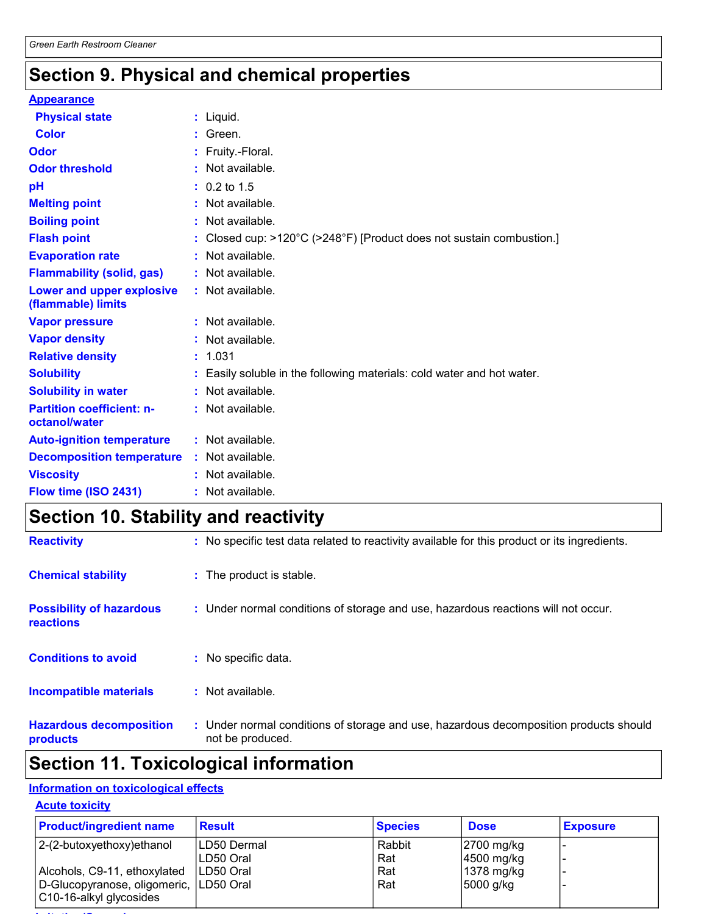## Section 9. Physical and chemical properties

**Appearance**

| | | |
|---|---|---|
| **Physical state** | : | Liquid. |
| **Color** | : | Green. |
| **Odor** | : | Fruity.-Floral. |
| **Odor threshold** | : | Not available. |
| **pH** | : | 0.2 to 1.5 |
| **Melting point** | : | Not available. |
| **Boiling point** | : | Not available. |
| **Flash point** | : | Closed cup: >120°C (>248°F) [Product does not sustain combustion.] |
| **Evaporation rate** | : | Not available. |
| **Flammability (solid, gas)** | : | Not available. |
| **Lower and upper explosive (flammable) limits** | : | Not available. |
| **Vapor pressure** | : | Not available. |
| **Vapor density** | : | Not available. |
| **Relative density** | : | 1.031 |
| **Solubility** | : | Easily soluble in the following materials: cold water and hot water. |
| **Solubility in water** | : | Not available. |
| **Partition coefficient: n-octanol/water** | : | Not available. |
| **Auto-ignition temperature** | : | Not available. |
| **Decomposition temperature** | : | Not available. |
| **Viscosity** | : | Not available. |
| **Flow time (ISO 2431)** | : | Not available. |

## Section 10. Stability and reactivity

| | | |
|---|---|---|
| **Reactivity** | : | No specific test data related to reactivity available for this product or its ingredients. |
| **Chemical stability** | : | The product is stable. |
| **Possibility of hazardous reactions** | : | Under normal conditions of storage and use, hazardous reactions will not occur. |
| **Conditions to avoid** | : | No specific data. |
| **Incompatible materials** | : | Not available. |
| **Hazardous decomposition products** | : | Under normal conditions of storage and use, hazardous decomposition products should not be produced. |

## Section 11. Toxicological information

**Information on toxicological effects**

**Acute toxicity**

| Product/ingredient name | Result | Species | Dose | Exposure |
|---|---|---|---|---|
| 2-(2-butoxyethoxy)ethanol | LD50 Dermal | Rabbit | 2700 mg/kg | - |
| | LD50 Oral | Rat | 4500 mg/kg | - |
| Alcohols, C9-11, ethoxylated | LD50 Oral | Rat | 1378 mg/kg | - |
| D-Glucopyranose, oligomeric, C10-16-alkyl glycosides | LD50 Oral | Rat | 5000 g/kg | - |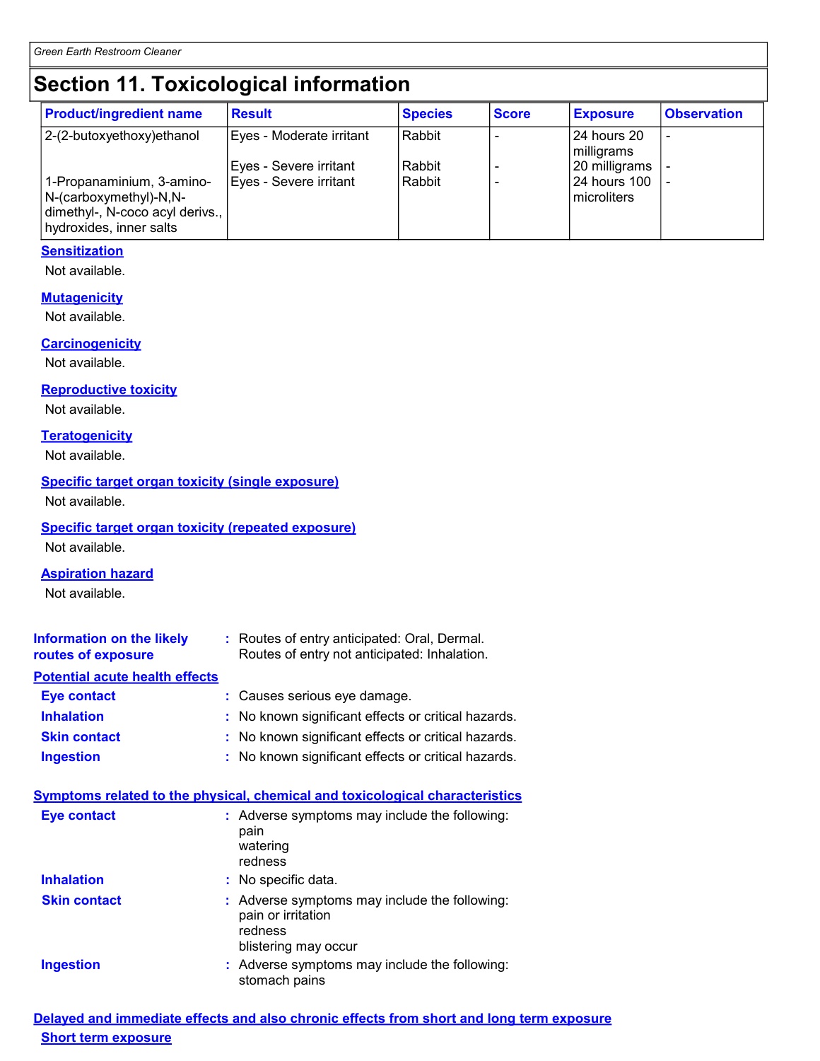## Section 11. Toxicological information

| Product/ingredient name | Result | Species | Score | Exposure | Observation |
|---|---|---|---|---|---|
| 2-(2-butoxyethoxy)ethanol | Eyes - Moderate irritant | Rabbit | - | 24 hours 20 milligrams | - |
| | Eyes - Severe irritant | Rabbit | - | 20 milligrams | - |
| 1-Propanaminium, 3-amino-N-(carboxymethyl)-N,N-dimethyl-, N-coco acyl derivs., hydroxides, inner salts | Eyes - Severe irritant | Rabbit | - | 24 hours 100 microliters | - |

**Sensitization**

Not available.

**Mutagenicity**

Not available.

**Carcinogenicity**

Not available.

**Reproductive toxicity**

Not available.

**Teratogenicity**

Not available.

**Specific target organ toxicity (single exposure)**

Not available.

**Specific target organ toxicity (repeated exposure)**

Not available.

**Aspiration hazard**

Not available.

**Information on the likely routes of exposure** : Routes of entry anticipated: Oral, Dermal.
Routes of entry not anticipated: Inhalation.

**Potential acute health effects**

**Eye contact** : Causes serious eye damage.

**Inhalation** : No known significant effects or critical hazards.

**Skin contact** : No known significant effects or critical hazards.

**Ingestion** : No known significant effects or critical hazards.

**Symptoms related to the physical, chemical and toxicological characteristics**

**Eye contact** : Adverse symptoms may include the following:
pain
watering
redness

**Inhalation** : No specific data.

**Skin contact** : Adverse symptoms may include the following:
pain or irritation
redness
blistering may occur

**Ingestion** : Adverse symptoms may include the following:
stomach pains

**Delayed and immediate effects and also chronic effects from short and long term exposure**

**Short term exposure**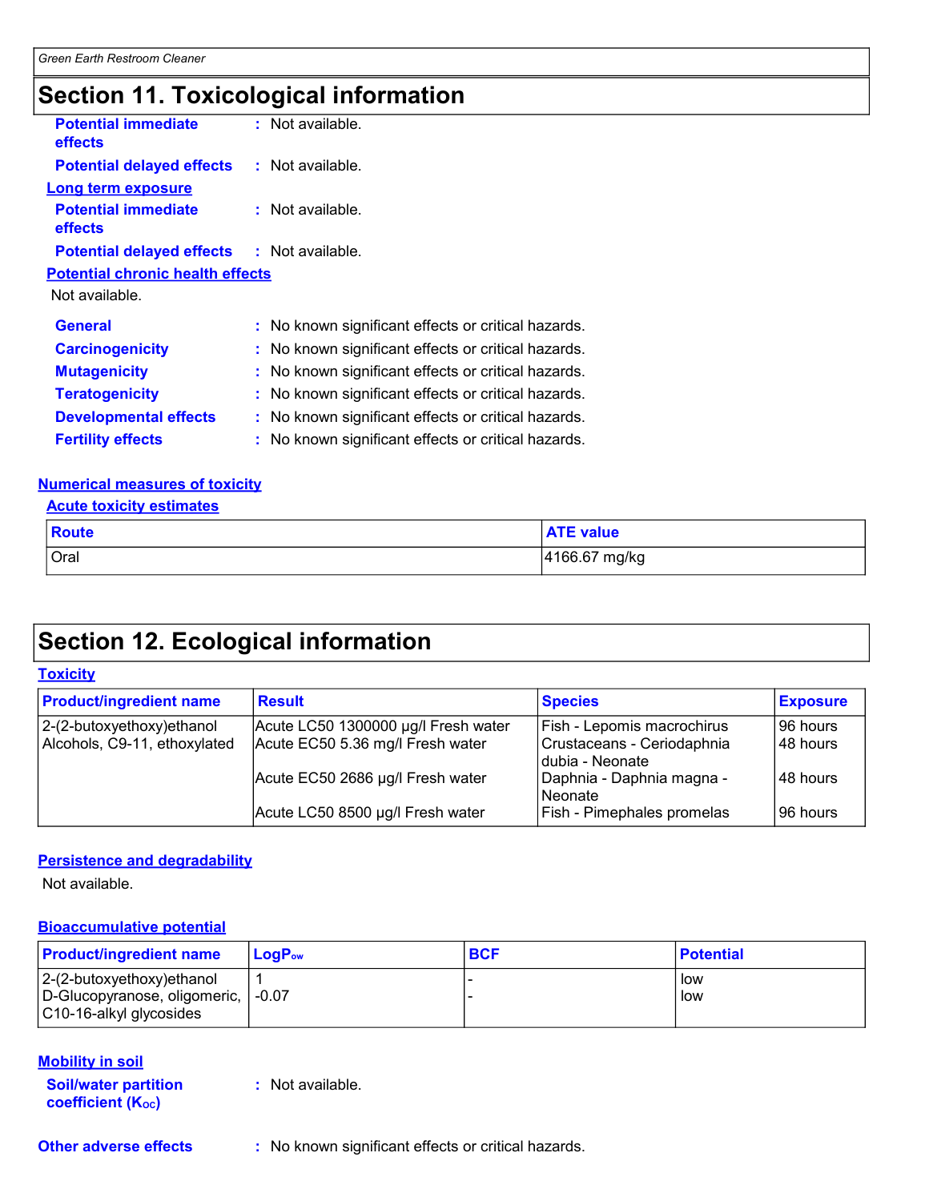## Section 11. Toxicological information

**Potential immediate effects** : Not available.

**Potential delayed effects** : Not available.

**Long term exposure**

**Potential immediate effects** : Not available.

**Potential delayed effects** : Not available.

**Potential chronic health effects**

Not available.

**General** : No known significant effects or critical hazards.

**Carcinogenicity** : No known significant effects or critical hazards.

**Mutagenicity** : No known significant effects or critical hazards.

**Teratogenicity** : No known significant effects or critical hazards.

**Developmental effects** : No known significant effects or critical hazards.

**Fertility effects** : No known significant effects or critical hazards.

**Numerical measures of toxicity**

**Acute toxicity estimates**

| Route | ATE value |
|---|---|
| Oral | 4166.67 mg/kg |

## Section 12. Ecological information

**Toxicity**

| Product/ingredient name | Result | Species | Exposure |
|---|---|---|---|
| 2-(2-butoxyethoxy)ethanol | Acute LC50 1300000 µg/l Fresh water | Fish - Lepomis macrochirus | 96 hours |
| Alcohols, C9-11, ethoxylated | Acute EC50 5.36 mg/l Fresh water | Crustaceans - Ceriodaphnia dubia - Neonate | 48 hours |
| | Acute EC50 2686 µg/l Fresh water | Daphnia - Daphnia magna - Neonate | 48 hours |
| | Acute LC50 8500 µg/l Fresh water | Fish - Pimephales promelas | 96 hours |

**Persistence and degradability**

Not available.

**Bioaccumulative potential**

| Product/ingredient name | $LogP_{ow}$ | BCF | Potential |
|---|---|---|---|
| 2-(2-butoxyethoxy)ethanol | 1 | - | low |
| D-Glucopyranose, oligomeric, C10-16-alkyl glycosides | -0.07 | - | low |

**Mobility in soil**

**Soil/water partition coefficient ($K_{OC}$)** : Not available.

**Other adverse effects** : No known significant effects or critical hazards.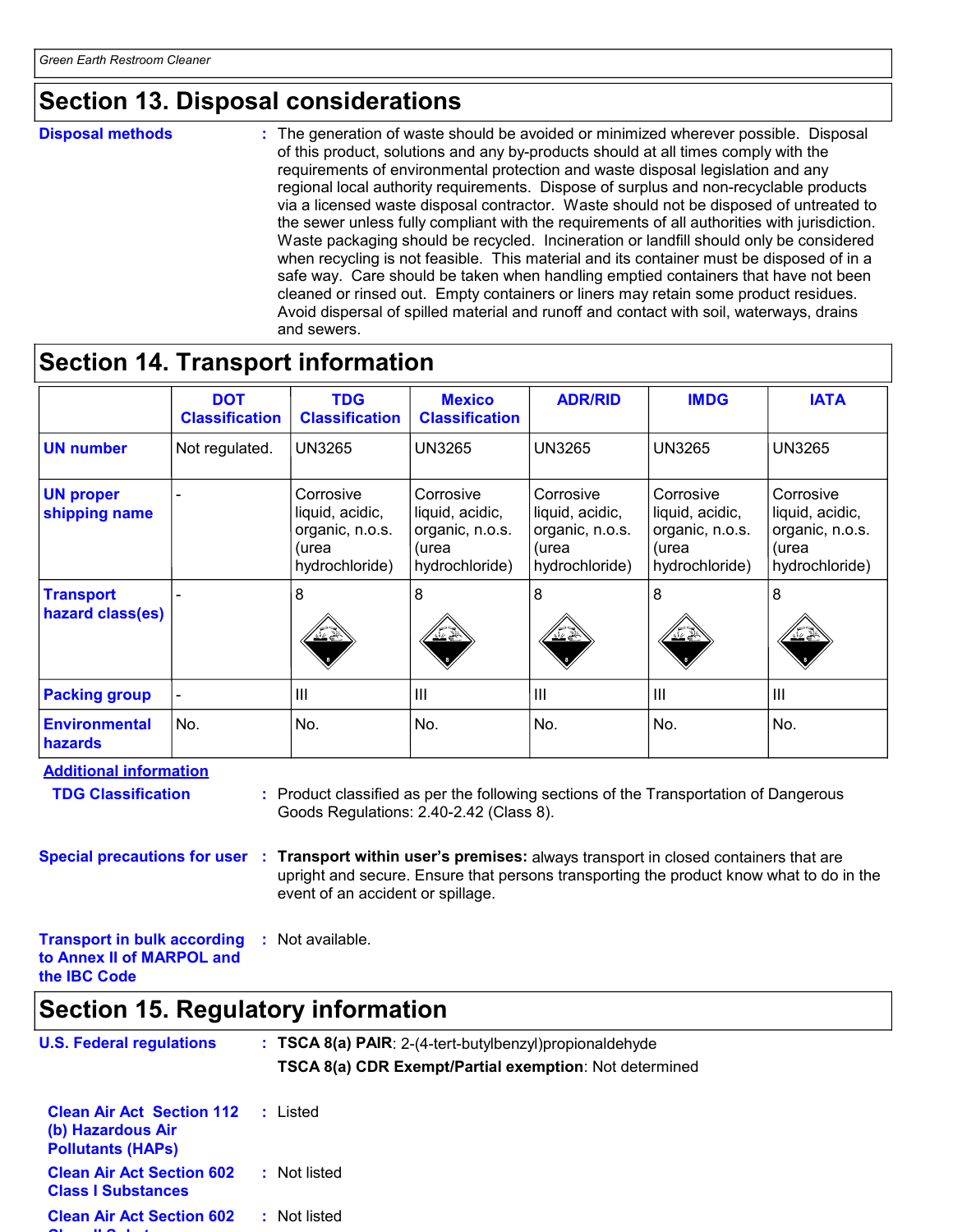## Section 13. Disposal considerations

**Disposal methods** : The generation of waste should be avoided or minimized wherever possible. Disposal of this product, solutions and any by-products should at all times comply with the requirements of environmental protection and waste disposal legislation and any regional local authority requirements. Dispose of surplus and non-recyclable products via a licensed waste disposal contractor. Waste should not be disposed of untreated to the sewer unless fully compliant with the requirements of all authorities with jurisdiction. Waste packaging should be recycled. Incineration or landfill should only be considered when recycling is not feasible. This material and its container must be disposed of in a safe way. Care should be taken when handling emptied containers that have not been cleaned or rinsed out. Empty containers or liners may retain some product residues. Avoid dispersal of spilled material and runoff and contact with soil, waterways, drains and sewers.

## Section 14. Transport information

| | DOT Classification | TDG Classification | Mexico Classification | ADR/RID | IMDG | IATA |
|---|---|---|---|---|---|---|
| **UN number** | Not regulated. | UN3265 | UN3265 | UN3265 | UN3265 | UN3265 |
| **UN proper shipping name** | - | Corrosive liquid, acidic, organic, n.o.s. (urea hydrochloride) | Corrosive liquid, acidic, organic, n.o.s. (urea hydrochloride) | Corrosive liquid, acidic, organic, n.o.s. (urea hydrochloride) | Corrosive liquid, acidic, organic, n.o.s. (urea hydrochloride) | Corrosive liquid, acidic, organic, n.o.s. (urea hydrochloride) |
| **Transport hazard class(es)** | - | 8 | 8 | 8 | 8 | 8 |
| **Packing group** | - | III | III | III | III | III |
| **Environmental hazards** | No. | No. | No. | No. | No. | No. |

**Additional information**

**TDG Classification** : Product classified as per the following sections of the Transportation of Dangerous Goods Regulations: 2.40-2.42 (Class 8).

**Special precautions for user** : **Transport within user's premises:** always transport in closed containers that are upright and secure. Ensure that persons transporting the product know what to do in the event of an accident or spillage.

**Transport in bulk according to Annex II of MARPOL and the IBC Code** : Not available.

## Section 15. Regulatory information

**U.S. Federal regulations** : **TSCA 8(a) PAIR**: 2-(4-tert-butylbenzyl)propionaldehyde

**TSCA 8(a) CDR Exempt/Partial exemption**: Not determined

**Clean Air Act Section 112 (b) Hazardous Air Pollutants (HAPs)** : Listed

**Clean Air Act Section 602 Class I Substances** : Not listed

**Clean Air Act Section 602 Class II Substances** : Not listed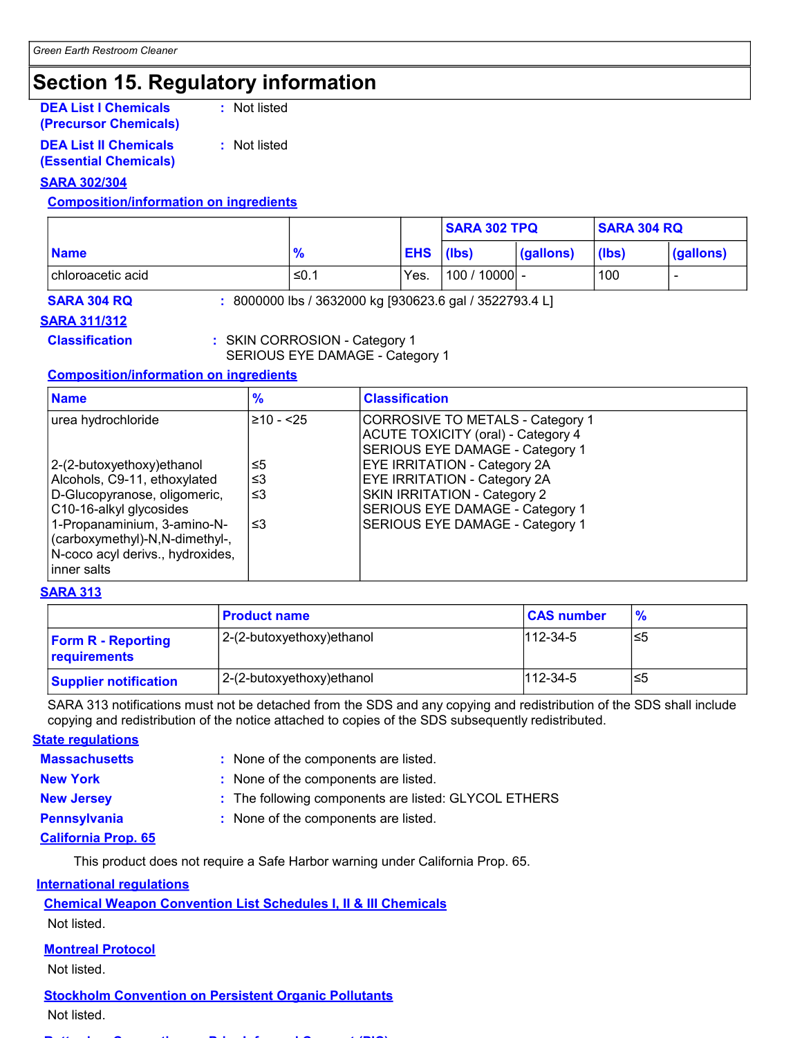## Section 15. Regulatory information

**DEA List I Chemicals (Precursor Chemicals)** : Not listed

**DEA List II Chemicals (Essential Chemicals)** : Not listed

### SARA 302/304

#### Composition/information on ingredients

| Name | % | EHS | SARA 302 TPQ | | SARA 304 RQ | |
|---|---|---|---|---|---|---|
| | | | (lbs) | (gallons) | (lbs) | (gallons) |
| chloroacetic acid | ≤0.1 | Yes. | 100 / 10000 | - | 100 | - |

**SARA 304 RQ** : 8000000 lbs / 3632000 kg [930623.6 gal / 3522793.4 L]

### SARA 311/312

**Classification** : SKIN CORROSION - Category 1
SERIOUS EYE DAMAGE - Category 1

#### Composition/information on ingredients

| Name | % | Classification |
|---|---|---|
| urea hydrochloride | ≥10 - <25 | CORROSIVE TO METALS - Category 1<br>ACUTE TOXICITY (oral) - Category 4<br>SERIOUS EYE DAMAGE - Category 1 |
| 2-(2-butoxyethoxy)ethanol | ≤5 | EYE IRRITATION - Category 2A |
| Alcohols, C9-11, ethoxylated | ≤3 | EYE IRRITATION - Category 2A |
| D-Glucopyranose, oligomeric, C10-16-alkyl glycosides | ≤3 | SKIN IRRITATION - Category 2<br>SERIOUS EYE DAMAGE - Category 1 |
| 1-Propanaminium, 3-amino-N-(carboxymethyl)-N,N-dimethyl-, N-coco acyl derivs., hydroxides, inner salts | ≤3 | SERIOUS EYE DAMAGE - Category 1 |

### SARA 313

| | Product name | CAS number | % |
|---|---|---|---|
| **Form R - Reporting requirements** | 2-(2-butoxyethoxy)ethanol | 112-34-5 | ≤5 |
| **Supplier notification** | 2-(2-butoxyethoxy)ethanol | 112-34-5 | ≤5 |

SARA 313 notifications must not be detached from the SDS and any copying and redistribution of the SDS shall include copying and redistribution of the notice attached to copies of the SDS subsequently redistributed.

### State regulations

**Massachusetts** : None of the components are listed.

**New York** : None of the components are listed.

**New Jersey** : The following components are listed: GLYCOL ETHERS

**Pennsylvania** : None of the components are listed.

### California Prop. 65

This product does not require a Safe Harbor warning under California Prop. 65.

### International regulations

#### Chemical Weapon Convention List Schedules I, II & III Chemicals

Not listed.

#### Montreal Protocol

Not listed.

#### Stockholm Convention on Persistent Organic Pollutants

Not listed.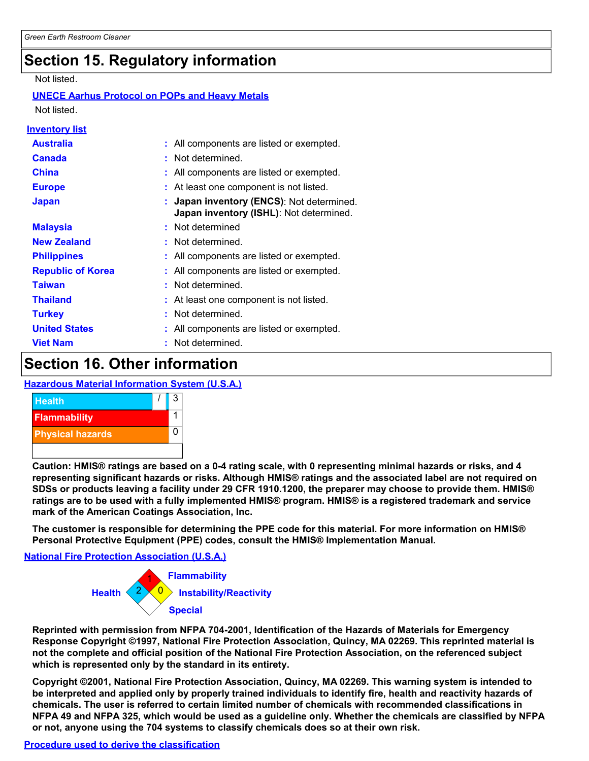## Section 15. Regulatory information

Not listed.

**UNECE Aarhus Protocol on POPs and Heavy Metals**

Not listed.

**Inventory list**

| | | |
|---|---|---|
| **Australia** | : | All components are listed or exempted. |
| **Canada** | : | Not determined. |
| **China** | : | All components are listed or exempted. |
| **Europe** | : | At least one component is not listed. |
| **Japan** | : | **Japan inventory (ENCS)**: Not determined.<br>**Japan inventory (ISHL)**: Not determined. |
| **Malaysia** | : | Not determined |
| **New Zealand** | : | Not determined. |
| **Philippines** | : | All components are listed or exempted. |
| **Republic of Korea** | : | All components are listed or exempted. |
| **Taiwan** | : | Not determined. |
| **Thailand** | : | At least one component is not listed. |
| **Turkey** | : | Not determined. |
| **United States** | : | All components are listed or exempted. |
| **Viet Nam** | : | Not determined. |

## Section 16. Other information

**Hazardous Material Information System (U.S.A.)**

| | | |
|---|---|---|
| Health | / | 3 |
| Flammability | | 1 |
| Physical hazards | | 0 |

**Caution: HMIS® ratings are based on a 0-4 rating scale, with 0 representing minimal hazards or risks, and 4 representing significant hazards or risks. Although HMIS® ratings and the associated label are not required on SDSs or products leaving a facility under 29 CFR 1910.1200, the preparer may choose to provide them. HMIS® ratings are to be used with a fully implemented HMIS® program. HMIS® is a registered trademark and service mark of the American Coatings Association, Inc.**

**The customer is responsible for determining the PPE code for this material. For more information on HMIS® Personal Protective Equipment (PPE) codes, consult the HMIS® Implementation Manual.**

**National Fire Protection Association (U.S.A.)**

Health: 2
Flammability: 1
Instability/Reactivity: 0
Special:

**Reprinted with permission from NFPA 704-2001, Identification of the Hazards of Materials for Emergency Response Copyright ©1997, National Fire Protection Association, Quincy, MA 02269. This reprinted material is not the complete and official position of the National Fire Protection Association, on the referenced subject which is represented only by the standard in its entirety.**

**Copyright ©2001, National Fire Protection Association, Quincy, MA 02269. This warning system is intended to be interpreted and applied only by properly trained individuals to identify fire, health and reactivity hazards of chemicals. The user is referred to certain limited number of chemicals with recommended classifications in NFPA 49 and NFPA 325, which would be used as a guideline only. Whether the chemicals are classified by NFPA or not, anyone using the 704 systems to classify chemicals does so at their own risk.**

**Procedure used to derive the classification**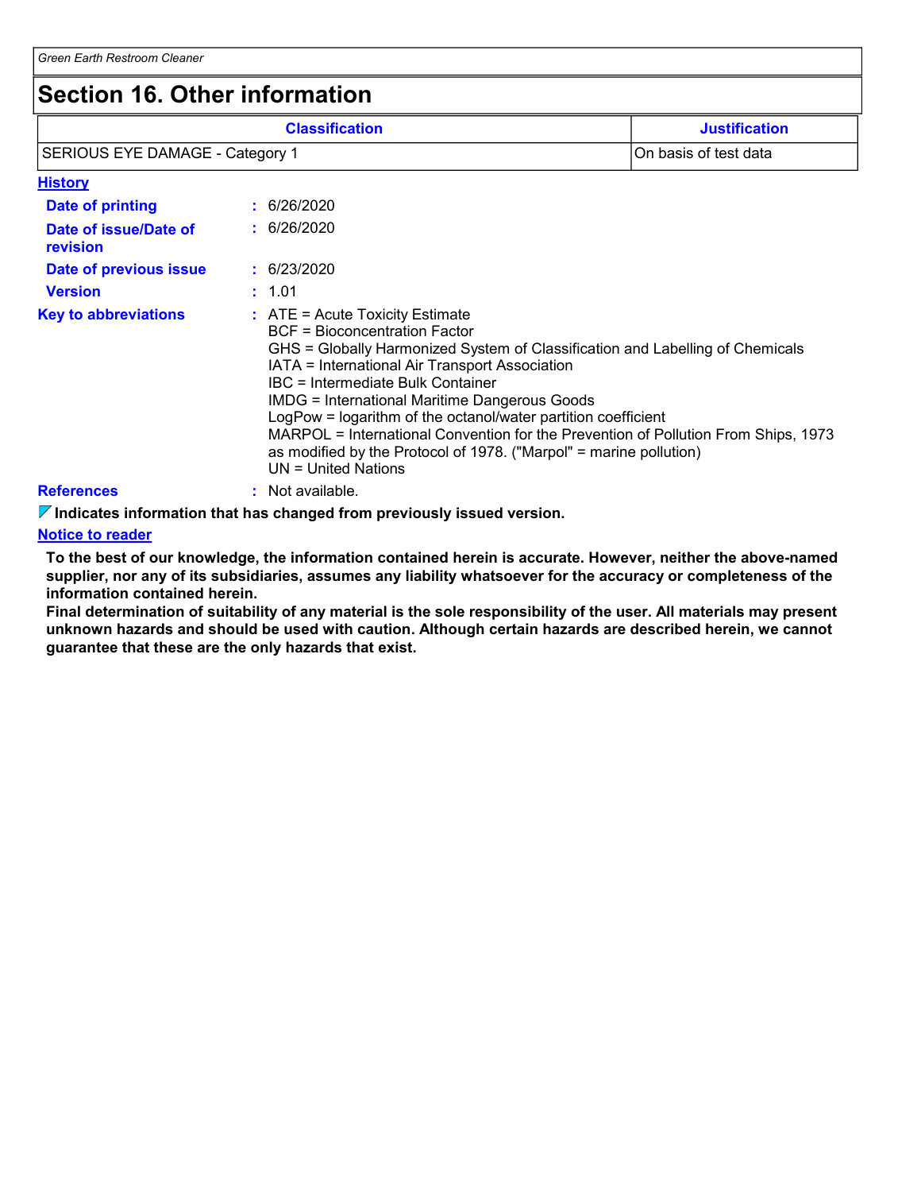## Section 16. Other information

| Classification | Justification |
|---|---|
| SERIOUS EYE DAMAGE - Category 1 | On basis of test data |

**History**

**Date of printing** : 6/26/2020

**Date of issue/Date of revision** : 6/26/2020

**Date of previous issue** : 6/23/2020

**Version** : 1.01

**Key to abbreviations** : ATE = Acute Toxicity Estimate
BCF = Bioconcentration Factor
GHS = Globally Harmonized System of Classification and Labelling of Chemicals
IATA = International Air Transport Association
IBC = Intermediate Bulk Container
IMDG = International Maritime Dangerous Goods
LogPow = logarithm of the octanol/water partition coefficient
MARPOL = International Convention for the Prevention of Pollution From Ships, 1973 as modified by the Protocol of 1978. ("Marpol" = marine pollution)
UN = United Nations

**References** : Not available.

**Indicates information that has changed from previously issued version.**

**Notice to reader**

**To the best of our knowledge, the information contained herein is accurate. However, neither the above-named supplier, nor any of its subsidiaries, assumes any liability whatsoever for the accuracy or completeness of the information contained herein.**

**Final determination of suitability of any material is the sole responsibility of the user. All materials may present unknown hazards and should be used with caution. Although certain hazards are described herein, we cannot guarantee that these are the only hazards that exist.**